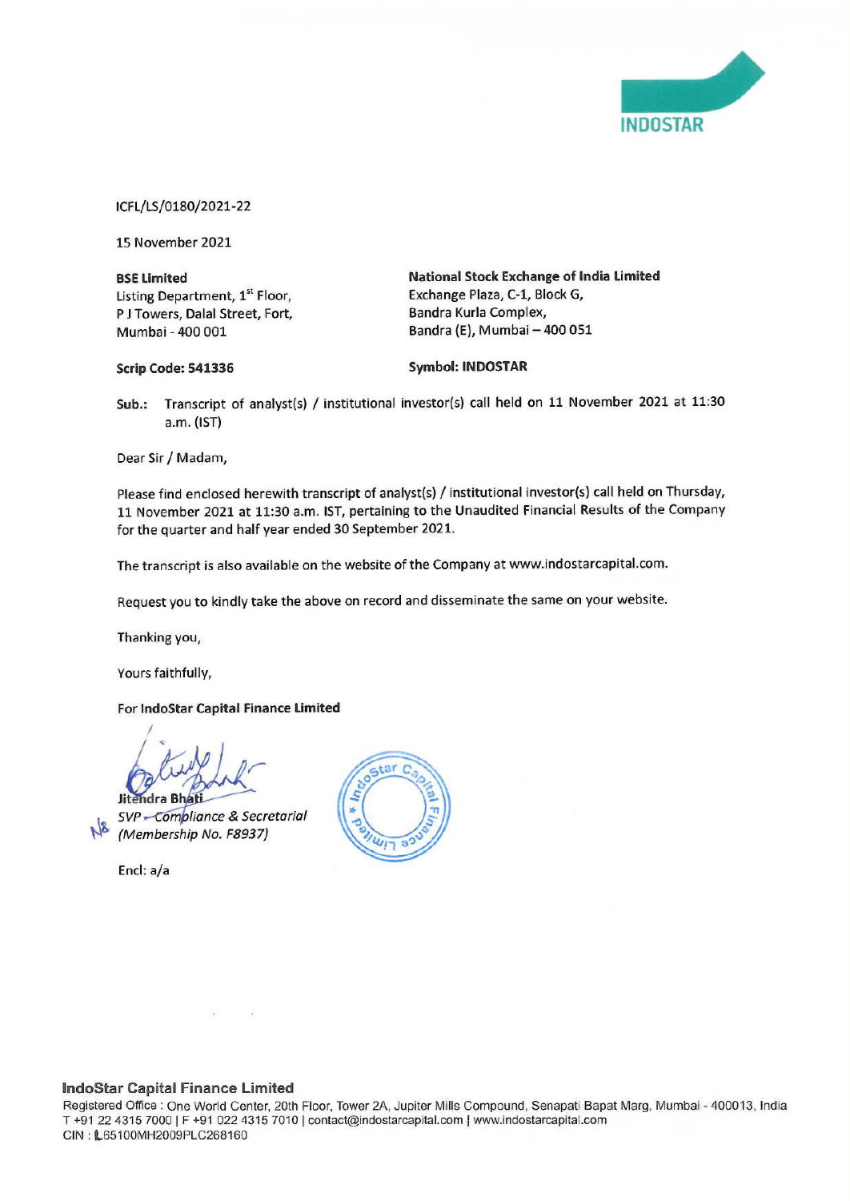INDOSTAR

ICFL/LS/0180/2021-22

15 November 2021

**BSE Limited**
Listing Department, 1st Floor,
P J Towers, Dalal Street, Fort,
Mumbai - 400 001

**Scrip Code: 541336**

**National Stock Exchange of India Limited**
Exchange Plaza, C-1, Block G,
Bandra Kurla Complex,
Bandra (E), Mumbai – 400 051

**Symbol: INDOSTAR**

Sub.: Transcript of analyst(s) / institutional investor(s) call held on 11 November 2021 at 11:30 a.m. (IST)

Dear Sir / Madam,

Please find enclosed herewith transcript of analyst(s) / institutional investor(s) call held on Thursday, 11 November 2021 at 11:30 a.m. IST, pertaining to the Unaudited Financial Results of the Company for the quarter and half year ended 30 September 2021.

The transcript is also available on the website of the Company at www.indostarcapital.com.

Request you to kindly take the above on record and disseminate the same on your website.

Thanking you,

Yours faithfully,

**For IndoStar Capital Finance Limited**

Jitendra Bhati
*SVP – Compliance & Secretarial*
*(Membership No. F8937)*

Encl: a/a

**IndoStar Capital Finance Limited**
Registered Office : One World Center, 20th Floor, Tower 2A, Jupiter Mills Compound, Senapati Bapat Marg, Mumbai - 400013, India
T +91 22 4315 7000 | F +91 022 4315 7010 | contact@indostarcapital.com | www.indostarcapital.com
CIN : L65100MH2009PLC268160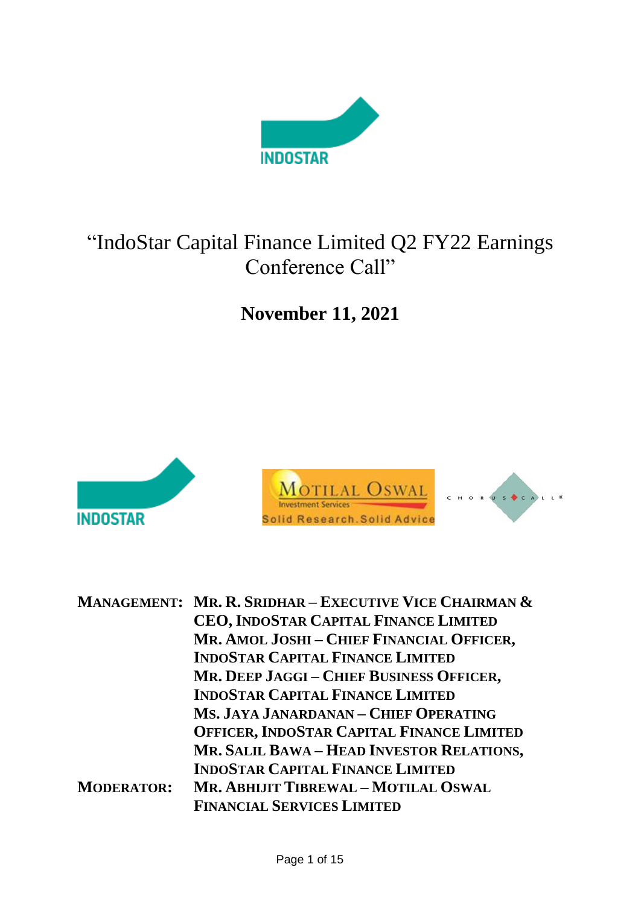# "IndoStar Capital Finance Limited Q2 FY22 Earnings Conference Call"

## November 11, 2021

| | |
|---|---|
| **MANAGEMENT:** | **MR. R. SRIDHAR – EXECUTIVE VICE CHAIRMAN & CEO, INDOSTAR CAPITAL FINANCE LIMITED** |
| | **MR. AMOL JOSHI – CHIEF FINANCIAL OFFICER, INDOSTAR CAPITAL FINANCE LIMITED** |
| | **MR. DEEP JAGGI – CHIEF BUSINESS OFFICER, INDOSTAR CAPITAL FINANCE LIMITED** |
| | **MS. JAYA JANARDANAN – CHIEF OPERATING OFFICER, INDOSTAR CAPITAL FINANCE LIMITED** |
| | **MR. SALIL BAWA – HEAD INVESTOR RELATIONS, INDOSTAR CAPITAL FINANCE LIMITED** |
| **MODERATOR:** | **MR. ABHIJIT TIBREWAL – MOTILAL OSWAL FINANCIAL SERVICES LIMITED** |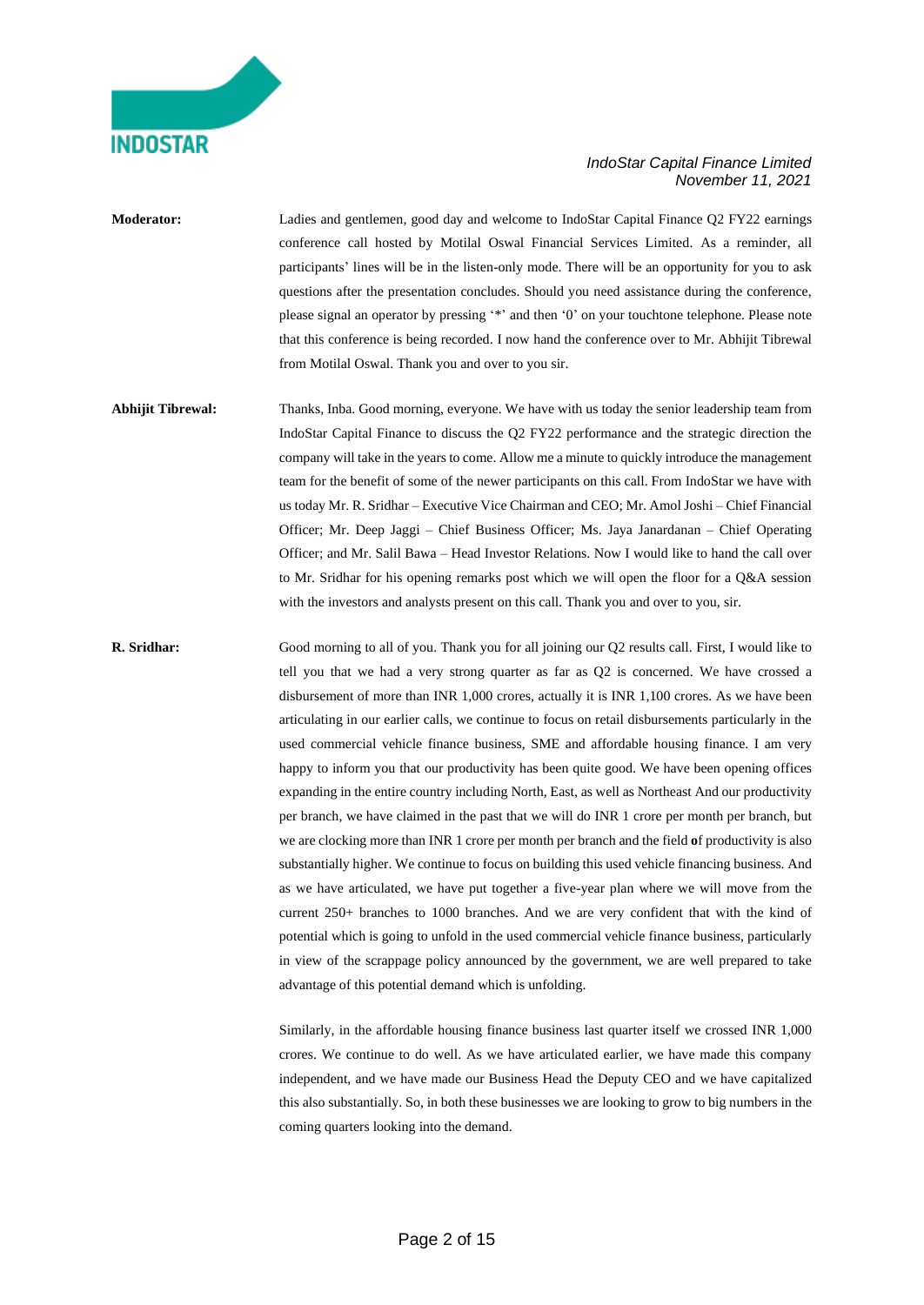**Moderator:** Ladies and gentlemen, good day and welcome to IndoStar Capital Finance Q2 FY22 earnings conference call hosted by Motilal Oswal Financial Services Limited. As a reminder, all participants' lines will be in the listen-only mode. There will be an opportunity for you to ask questions after the presentation concludes. Should you need assistance during the conference, please signal an operator by pressing '*' and then '0' on your touchtone telephone. Please note that this conference is being recorded. I now hand the conference over to Mr. Abhijit Tibrewal from Motilal Oswal. Thank you and over to you sir.

**Abhijit Tibrewal:** Thanks, Inba. Good morning, everyone. We have with us today the senior leadership team from IndoStar Capital Finance to discuss the Q2 FY22 performance and the strategic direction the company will take in the years to come. Allow me a minute to quickly introduce the management team for the benefit of some of the newer participants on this call. From IndoStar we have with us today Mr. R. Sridhar – Executive Vice Chairman and CEO; Mr. Amol Joshi – Chief Financial Officer; Mr. Deep Jaggi – Chief Business Officer; Ms. Jaya Janardanan – Chief Operating Officer; and Mr. Salil Bawa – Head Investor Relations. Now I would like to hand the call over to Mr. Sridhar for his opening remarks post which we will open the floor for a Q&A session with the investors and analysts present on this call. Thank you and over to you, sir.

**R. Sridhar:** Good morning to all of you. Thank you for all joining our Q2 results call. First, I would like to tell you that we had a very strong quarter as far as Q2 is concerned. We have crossed a disbursement of more than INR 1,000 crores, actually it is INR 1,100 crores. As we have been articulating in our earlier calls, we continue to focus on retail disbursements particularly in the used commercial vehicle finance business, SME and affordable housing finance. I am very happy to inform you that our productivity has been quite good. We have been opening offices expanding in the entire country including North, East, as well as Northeast And our productivity per branch, we have claimed in the past that we will do INR 1 crore per month per branch, but we are clocking more than INR 1 crore per month per branch and the field of productivity is also substantially higher. We continue to focus on building this used vehicle financing business. And as we have articulated, we have put together a five-year plan where we will move from the current 250+ branches to 1000 branches. And we are very confident that with the kind of potential which is going to unfold in the used commercial vehicle finance business, particularly in view of the scrappage policy announced by the government, we are well prepared to take advantage of this potential demand which is unfolding.

Similarly, in the affordable housing finance business last quarter itself we crossed INR 1,000 crores. We continue to do well. As we have articulated earlier, we have made this company independent, and we have made our Business Head the Deputy CEO and we have capitalized this also substantially. So, in both these businesses we are looking to grow to big numbers in the coming quarters looking into the demand.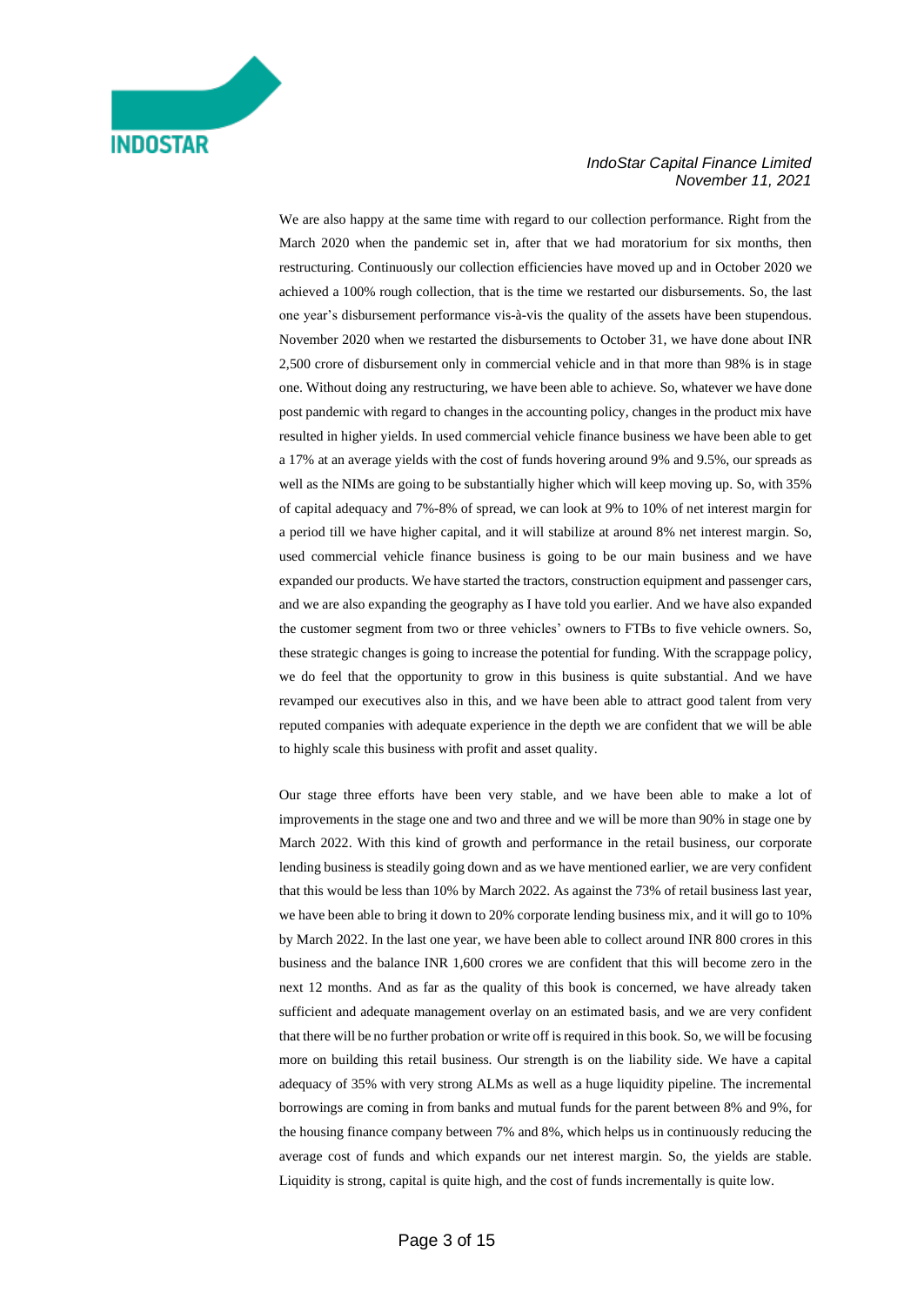We are also happy at the same time with regard to our collection performance. Right from the March 2020 when the pandemic set in, after that we had moratorium for six months, then restructuring. Continuously our collection efficiencies have moved up and in October 2020 we achieved a 100% rough collection, that is the time we restarted our disbursements. So, the last one year's disbursement performance vis-à-vis the quality of the assets have been stupendous. November 2020 when we restarted the disbursements to October 31, we have done about INR 2,500 crore of disbursement only in commercial vehicle and in that more than 98% is in stage one. Without doing any restructuring, we have been able to achieve. So, whatever we have done post pandemic with regard to changes in the accounting policy, changes in the product mix have resulted in higher yields. In used commercial vehicle finance business we have been able to get a 17% at an average yields with the cost of funds hovering around 9% and 9.5%, our spreads as well as the NIMs are going to be substantially higher which will keep moving up. So, with 35% of capital adequacy and 7%-8% of spread, we can look at 9% to 10% of net interest margin for a period till we have higher capital, and it will stabilize at around 8% net interest margin. So, used commercial vehicle finance business is going to be our main business and we have expanded our products. We have started the tractors, construction equipment and passenger cars, and we are also expanding the geography as I have told you earlier. And we have also expanded the customer segment from two or three vehicles' owners to FTBs to five vehicle owners. So, these strategic changes is going to increase the potential for funding. With the scrappage policy, we do feel that the opportunity to grow in this business is quite substantial. And we have revamped our executives also in this, and we have been able to attract good talent from very reputed companies with adequate experience in the depth we are confident that we will be able to highly scale this business with profit and asset quality.

Our stage three efforts have been very stable, and we have been able to make a lot of improvements in the stage one and two and three and we will be more than 90% in stage one by March 2022. With this kind of growth and performance in the retail business, our corporate lending business is steadily going down and as we have mentioned earlier, we are very confident that this would be less than 10% by March 2022. As against the 73% of retail business last year, we have been able to bring it down to 20% corporate lending business mix, and it will go to 10% by March 2022. In the last one year, we have been able to collect around INR 800 crores in this business and the balance INR 1,600 crores we are confident that this will become zero in the next 12 months. And as far as the quality of this book is concerned, we have already taken sufficient and adequate management overlay on an estimated basis, and we are very confident that there will be no further probation or write off is required in this book. So, we will be focusing more on building this retail business. Our strength is on the liability side. We have a capital adequacy of 35% with very strong ALMs as well as a huge liquidity pipeline. The incremental borrowings are coming in from banks and mutual funds for the parent between 8% and 9%, for the housing finance company between 7% and 8%, which helps us in continuously reducing the average cost of funds and which expands our net interest margin. So, the yields are stable. Liquidity is strong, capital is quite high, and the cost of funds incrementally is quite low.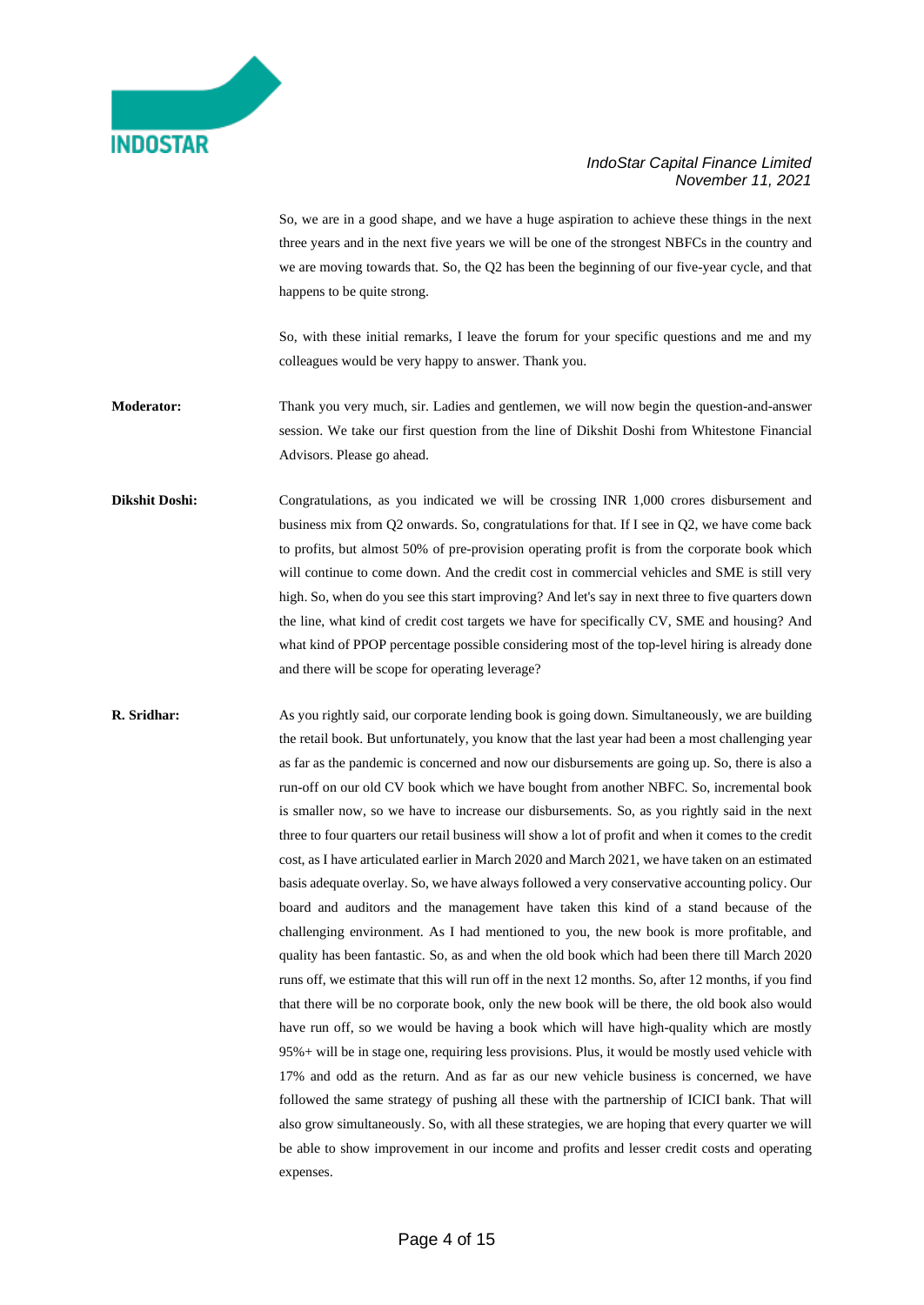So, we are in a good shape, and we have a huge aspiration to achieve these things in the next three years and in the next five years we will be one of the strongest NBFCs in the country and we are moving towards that. So, the Q2 has been the beginning of our five-year cycle, and that happens to be quite strong.

So, with these initial remarks, I leave the forum for your specific questions and me and my colleagues would be very happy to answer. Thank you.

**Moderator:** Thank you very much, sir. Ladies and gentlemen, we will now begin the question-and-answer session. We take our first question from the line of Dikshit Doshi from Whitestone Financial Advisors. Please go ahead.

**Dikshit Doshi:** Congratulations, as you indicated we will be crossing INR 1,000 crores disbursement and business mix from Q2 onwards. So, congratulations for that. If I see in Q2, we have come back to profits, but almost 50% of pre-provision operating profit is from the corporate book which will continue to come down. And the credit cost in commercial vehicles and SME is still very high. So, when do you see this start improving? And let's say in next three to five quarters down the line, what kind of credit cost targets we have for specifically CV, SME and housing? And what kind of PPOP percentage possible considering most of the top-level hiring is already done and there will be scope for operating leverage?

**R. Sridhar:** As you rightly said, our corporate lending book is going down. Simultaneously, we are building the retail book. But unfortunately, you know that the last year had been a most challenging year as far as the pandemic is concerned and now our disbursements are going up. So, there is also a run-off on our old CV book which we have bought from another NBFC. So, incremental book is smaller now, so we have to increase our disbursements. So, as you rightly said in the next three to four quarters our retail business will show a lot of profit and when it comes to the credit cost, as I have articulated earlier in March 2020 and March 2021, we have taken on an estimated basis adequate overlay. So, we have always followed a very conservative accounting policy. Our board and auditors and the management have taken this kind of a stand because of the challenging environment. As I had mentioned to you, the new book is more profitable, and quality has been fantastic. So, as and when the old book which had been there till March 2020 runs off, we estimate that this will run off in the next 12 months. So, after 12 months, if you find that there will be no corporate book, only the new book will be there, the old book also would have run off, so we would be having a book which will have high-quality which are mostly 95%+ will be in stage one, requiring less provisions. Plus, it would be mostly used vehicle with 17% and odd as the return. And as far as our new vehicle business is concerned, we have followed the same strategy of pushing all these with the partnership of ICICI bank. That will also grow simultaneously. So, with all these strategies, we are hoping that every quarter we will be able to show improvement in our income and profits and lesser credit costs and operating expenses.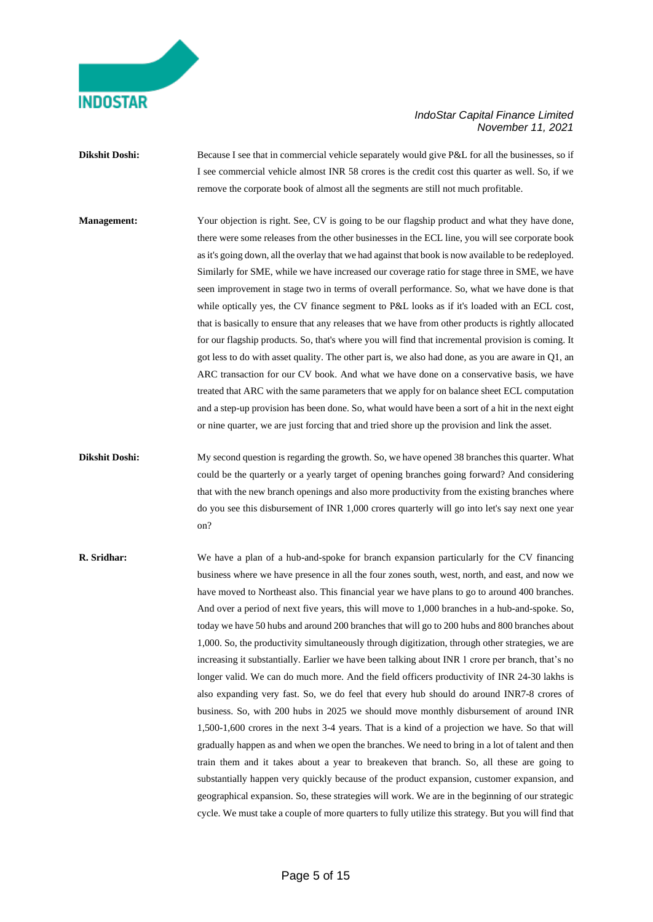**Dikshit Doshi:** Because I see that in commercial vehicle separately would give P&L for all the businesses, so if I see commercial vehicle almost INR 58 crores is the credit cost this quarter as well. So, if we remove the corporate book of almost all the segments are still not much profitable.

**Management:** Your objection is right. See, CV is going to be our flagship product and what they have done, there were some releases from the other businesses in the ECL line, you will see corporate book as it's going down, all the overlay that we had against that book is now available to be redeployed. Similarly for SME, while we have increased our coverage ratio for stage three in SME, we have seen improvement in stage two in terms of overall performance. So, what we have done is that while optically yes, the CV finance segment to P&L looks as if it's loaded with an ECL cost, that is basically to ensure that any releases that we have from other products is rightly allocated for our flagship products. So, that's where you will find that incremental provision is coming. It got less to do with asset quality. The other part is, we also had done, as you are aware in Q1, an ARC transaction for our CV book. And what we have done on a conservative basis, we have treated that ARC with the same parameters that we apply for on balance sheet ECL computation and a step-up provision has been done. So, what would have been a sort of a hit in the next eight or nine quarter, we are just forcing that and tried shore up the provision and link the asset.

**Dikshit Doshi:** My second question is regarding the growth. So, we have opened 38 branches this quarter. What could be the quarterly or a yearly target of opening branches going forward? And considering that with the new branch openings and also more productivity from the existing branches where do you see this disbursement of INR 1,000 crores quarterly will go into let's say next one year on?

**R. Sridhar:** We have a plan of a hub-and-spoke for branch expansion particularly for the CV financing business where we have presence in all the four zones south, west, north, and east, and now we have moved to Northeast also. This financial year we have plans to go to around 400 branches. And over a period of next five years, this will move to 1,000 branches in a hub-and-spoke. So, today we have 50 hubs and around 200 branches that will go to 200 hubs and 800 branches about 1,000. So, the productivity simultaneously through digitization, through other strategies, we are increasing it substantially. Earlier we have been talking about INR 1 crore per branch, that's no longer valid. We can do much more. And the field officers productivity of INR 24-30 lakhs is also expanding very fast. So, we do feel that every hub should do around INR7-8 crores of business. So, with 200 hubs in 2025 we should move monthly disbursement of around INR 1,500-1,600 crores in the next 3-4 years. That is a kind of a projection we have. So that will gradually happen as and when we open the branches. We need to bring in a lot of talent and then train them and it takes about a year to breakeven that branch. So, all these are going to substantially happen very quickly because of the product expansion, customer expansion, and geographical expansion. So, these strategies will work. We are in the beginning of our strategic cycle. We must take a couple of more quarters to fully utilize this strategy. But you will find that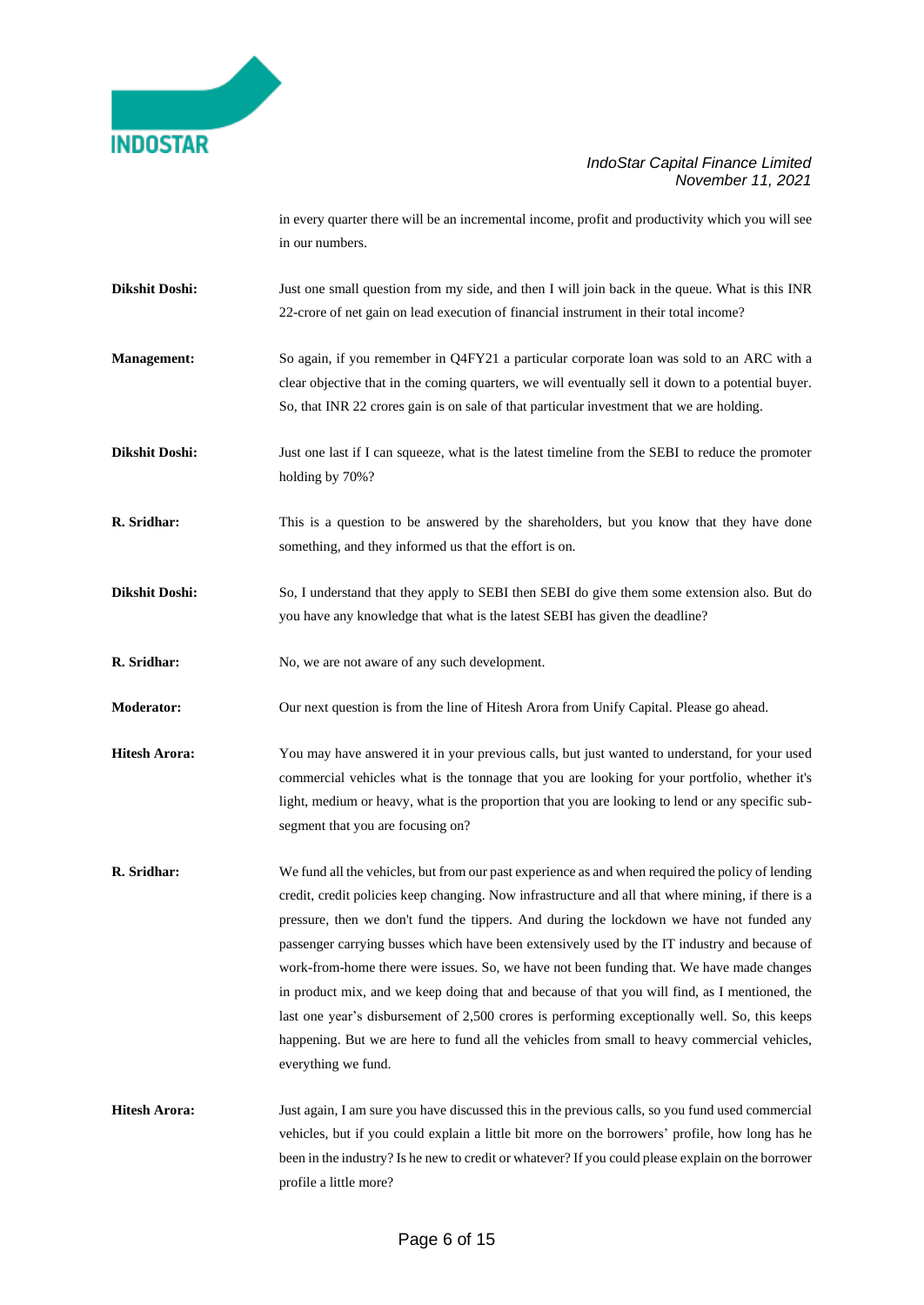in every quarter there will be an incremental income, profit and productivity which you will see in our numbers.

**Dikshit Doshi:** Just one small question from my side, and then I will join back in the queue. What is this INR 22-crore of net gain on lead execution of financial instrument in their total income?

**Management:** So again, if you remember in Q4FY21 a particular corporate loan was sold to an ARC with a clear objective that in the coming quarters, we will eventually sell it down to a potential buyer. So, that INR 22 crores gain is on sale of that particular investment that we are holding.

**Dikshit Doshi:** Just one last if I can squeeze, what is the latest timeline from the SEBI to reduce the promoter holding by 70%?

**R. Sridhar:** This is a question to be answered by the shareholders, but you know that they have done something, and they informed us that the effort is on.

**Dikshit Doshi:** So, I understand that they apply to SEBI then SEBI do give them some extension also. But do you have any knowledge that what is the latest SEBI has given the deadline?

**R. Sridhar:** No, we are not aware of any such development.

**Moderator:** Our next question is from the line of Hitesh Arora from Unify Capital. Please go ahead.

**Hitesh Arora:** You may have answered it in your previous calls, but just wanted to understand, for your used commercial vehicles what is the tonnage that you are looking for your portfolio, whether it's light, medium or heavy, what is the proportion that you are looking to lend or any specific sub-segment that you are focusing on?

**R. Sridhar:** We fund all the vehicles, but from our past experience as and when required the policy of lending credit, credit policies keep changing. Now infrastructure and all that where mining, if there is a pressure, then we don't fund the tippers. And during the lockdown we have not funded any passenger carrying busses which have been extensively used by the IT industry and because of work-from-home there were issues. So, we have not been funding that. We have made changes in product mix, and we keep doing that and because of that you will find, as I mentioned, the last one year's disbursement of 2,500 crores is performing exceptionally well. So, this keeps happening. But we are here to fund all the vehicles from small to heavy commercial vehicles, everything we fund.

**Hitesh Arora:** Just again, I am sure you have discussed this in the previous calls, so you fund used commercial vehicles, but if you could explain a little bit more on the borrowers' profile, how long has he been in the industry? Is he new to credit or whatever? If you could please explain on the borrower profile a little more?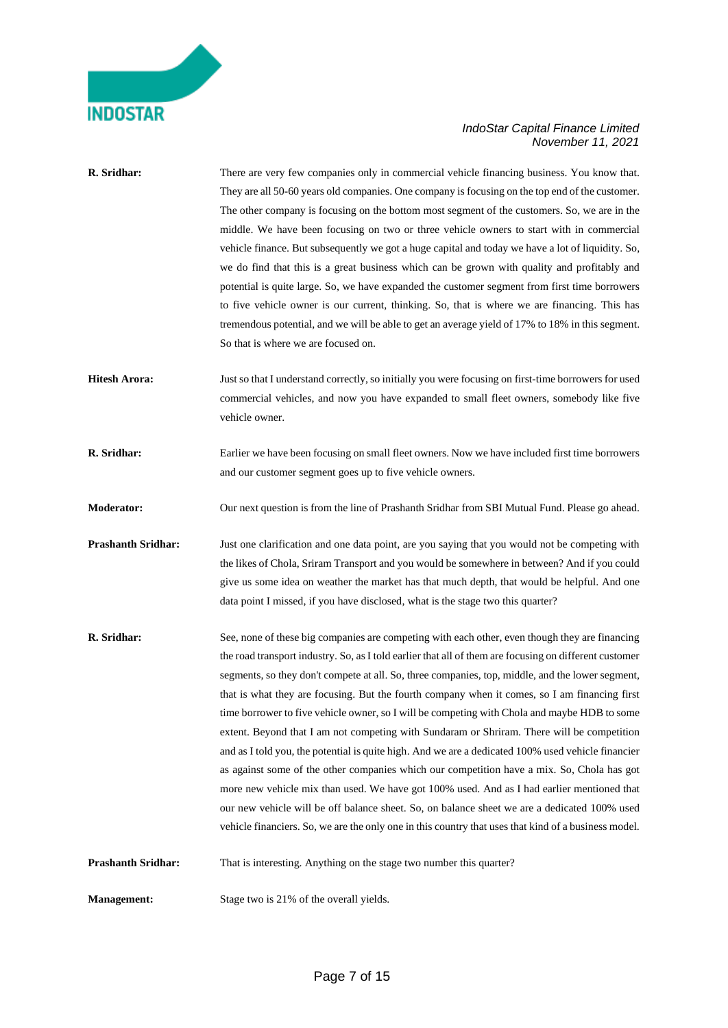**R. Sridhar:** There are very few companies only in commercial vehicle financing business. You know that. They are all 50-60 years old companies. One company is focusing on the top end of the customer. The other company is focusing on the bottom most segment of the customers. So, we are in the middle. We have been focusing on two or three vehicle owners to start with in commercial vehicle finance. But subsequently we got a huge capital and today we have a lot of liquidity. So, we do find that this is a great business which can be grown with quality and profitably and potential is quite large. So, we have expanded the customer segment from first time borrowers to five vehicle owner is our current, thinking. So, that is where we are financing. This has tremendous potential, and we will be able to get an average yield of 17% to 18% in this segment. So that is where we are focused on.

**Hitesh Arora:** Just so that I understand correctly, so initially you were focusing on first-time borrowers for used commercial vehicles, and now you have expanded to small fleet owners, somebody like five vehicle owner.

**R. Sridhar:** Earlier we have been focusing on small fleet owners. Now we have included first time borrowers and our customer segment goes up to five vehicle owners.

**Moderator:** Our next question is from the line of Prashanth Sridhar from SBI Mutual Fund. Please go ahead.

**Prashanth Sridhar:** Just one clarification and one data point, are you saying that you would not be competing with the likes of Chola, Sriram Transport and you would be somewhere in between? And if you could give us some idea on weather the market has that much depth, that would be helpful. And one data point I missed, if you have disclosed, what is the stage two this quarter?

**R. Sridhar:** See, none of these big companies are competing with each other, even though they are financing the road transport industry. So, as I told earlier that all of them are focusing on different customer segments, so they don't compete at all. So, three companies, top, middle, and the lower segment, that is what they are focusing. But the fourth company when it comes, so I am financing first time borrower to five vehicle owner, so I will be competing with Chola and maybe HDB to some extent. Beyond that I am not competing with Sundaram or Shriram. There will be competition and as I told you, the potential is quite high. And we are a dedicated 100% used vehicle financier as against some of the other companies which our competition have a mix. So, Chola has got more new vehicle mix than used. We have got 100% used. And as I had earlier mentioned that our new vehicle will be off balance sheet. So, on balance sheet we are a dedicated 100% used vehicle financiers. So, we are the only one in this country that uses that kind of a business model.

**Prashanth Sridhar:** That is interesting. Anything on the stage two number this quarter?

**Management:** Stage two is 21% of the overall yields.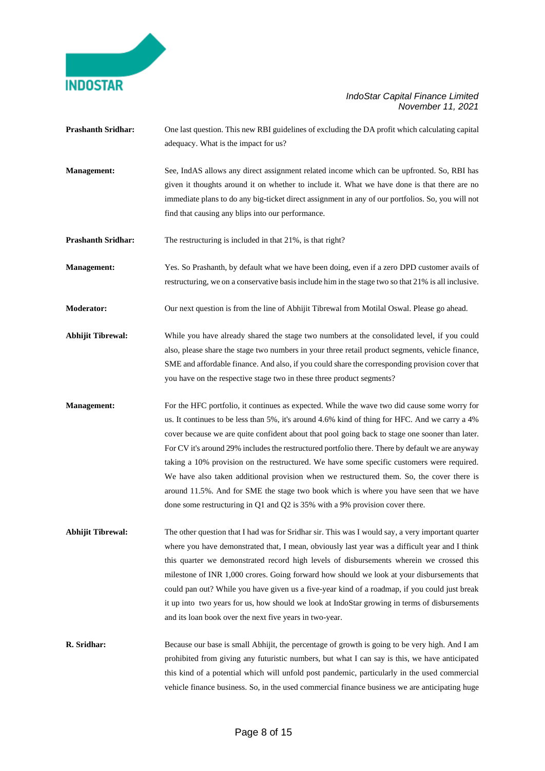**Prashanth Sridhar:** One last question. This new RBI guidelines of excluding the DA profit which calculating capital adequacy. What is the impact for us?

**Management:** See, IndAS allows any direct assignment related income which can be upfronted. So, RBI has given it thoughts around it on whether to include it. What we have done is that there are no immediate plans to do any big-ticket direct assignment in any of our portfolios. So, you will not find that causing any blips into our performance.

**Prashanth Sridhar:** The restructuring is included in that 21%, is that right?

**Management:** Yes. So Prashanth, by default what we have been doing, even if a zero DPD customer avails of restructuring, we on a conservative basis include him in the stage two so that 21% is all inclusive.

**Moderator:** Our next question is from the line of Abhijit Tibrewal from Motilal Oswal. Please go ahead.

**Abhijit Tibrewal:** While you have already shared the stage two numbers at the consolidated level, if you could also, please share the stage two numbers in your three retail product segments, vehicle finance, SME and affordable finance. And also, if you could share the corresponding provision cover that you have on the respective stage two in these three product segments?

**Management:** For the HFC portfolio, it continues as expected. While the wave two did cause some worry for us. It continues to be less than 5%, it's around 4.6% kind of thing for HFC. And we carry a 4% cover because we are quite confident about that pool going back to stage one sooner than later. For CV it's around 29% includes the restructured portfolio there. There by default we are anyway taking a 10% provision on the restructured. We have some specific customers were required. We have also taken additional provision when we restructured them. So, the cover there is around 11.5%. And for SME the stage two book which is where you have seen that we have done some restructuring in Q1 and Q2 is 35% with a 9% provision cover there.

**Abhijit Tibrewal:** The other question that I had was for Sridhar sir. This was I would say, a very important quarter where you have demonstrated that, I mean, obviously last year was a difficult year and I think this quarter we demonstrated record high levels of disbursements wherein we crossed this milestone of INR 1,000 crores. Going forward how should we look at your disbursements that could pan out? While you have given us a five-year kind of a roadmap, if you could just break it up into two years for us, how should we look at IndoStar growing in terms of disbursements and its loan book over the next five years in two-year.

**R. Sridhar:** Because our base is small Abhijit, the percentage of growth is going to be very high. And I am prohibited from giving any futuristic numbers, but what I can say is this, we have anticipated this kind of a potential which will unfold post pandemic, particularly in the used commercial vehicle finance business. So, in the used commercial finance business we are anticipating huge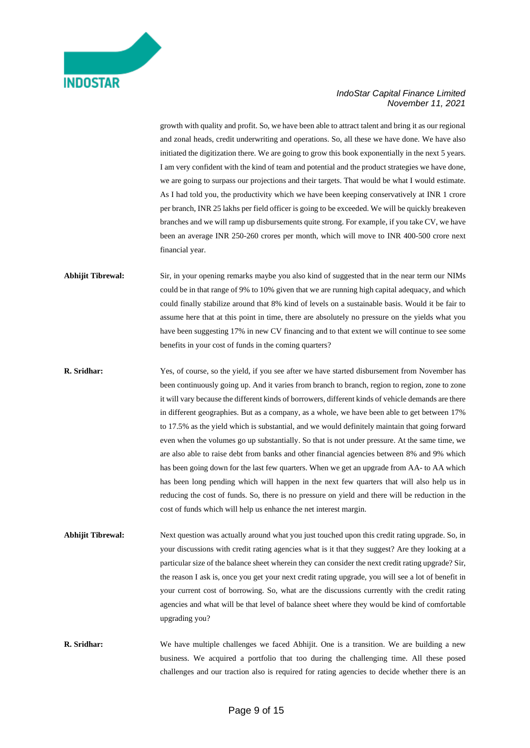growth with quality and profit. So, we have been able to attract talent and bring it as our regional and zonal heads, credit underwriting and operations. So, all these we have done. We have also initiated the digitization there. We are going to grow this book exponentially in the next 5 years. I am very confident with the kind of team and potential and the product strategies we have done, we are going to surpass our projections and their targets. That would be what I would estimate. As I had told you, the productivity which we have been keeping conservatively at INR 1 crore per branch, INR 25 lakhs per field officer is going to be exceeded. We will be quickly breakeven branches and we will ramp up disbursements quite strong. For example, if you take CV, we have been an average INR 250-260 crores per month, which will move to INR 400-500 crore next financial year.

**Abhijit Tibrewal:** Sir, in your opening remarks maybe you also kind of suggested that in the near term our NIMs could be in that range of 9% to 10% given that we are running high capital adequacy, and which could finally stabilize around that 8% kind of levels on a sustainable basis. Would it be fair to assume here that at this point in time, there are absolutely no pressure on the yields what you have been suggesting 17% in new CV financing and to that extent we will continue to see some benefits in your cost of funds in the coming quarters?

**R. Sridhar:** Yes, of course, so the yield, if you see after we have started disbursement from November has been continuously going up. And it varies from branch to branch, region to region, zone to zone it will vary because the different kinds of borrowers, different kinds of vehicle demands are there in different geographies. But as a company, as a whole, we have been able to get between 17% to 17.5% as the yield which is substantial, and we would definitely maintain that going forward even when the volumes go up substantially. So that is not under pressure. At the same time, we are also able to raise debt from banks and other financial agencies between 8% and 9% which has been going down for the last few quarters. When we get an upgrade from AA- to AA which has been long pending which will happen in the next few quarters that will also help us in reducing the cost of funds. So, there is no pressure on yield and there will be reduction in the cost of funds which will help us enhance the net interest margin.

**Abhijit Tibrewal:** Next question was actually around what you just touched upon this credit rating upgrade. So, in your discussions with credit rating agencies what is it that they suggest? Are they looking at a particular size of the balance sheet wherein they can consider the next credit rating upgrade? Sir, the reason I ask is, once you get your next credit rating upgrade, you will see a lot of benefit in your current cost of borrowing. So, what are the discussions currently with the credit rating agencies and what will be that level of balance sheet where they would be kind of comfortable upgrading you?

**R. Sridhar:** We have multiple challenges we faced Abhijit. One is a transition. We are building a new business. We acquired a portfolio that too during the challenging time. All these posed challenges and our traction also is required for rating agencies to decide whether there is an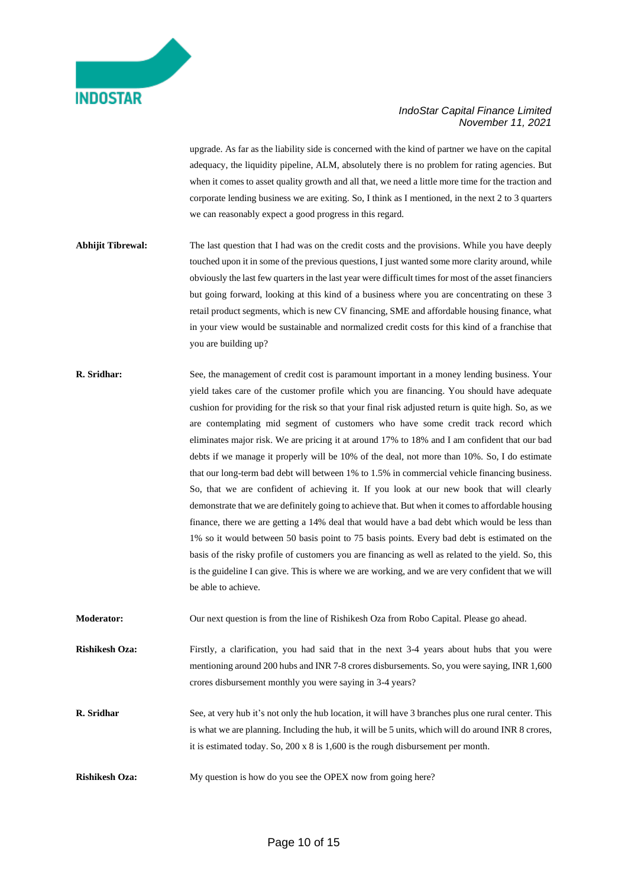upgrade. As far as the liability side is concerned with the kind of partner we have on the capital adequacy, the liquidity pipeline, ALM, absolutely there is no problem for rating agencies. But when it comes to asset quality growth and all that, we need a little more time for the traction and corporate lending business we are exiting. So, I think as I mentioned, in the next 2 to 3 quarters we can reasonably expect a good progress in this regard.

**Abhijit Tibrewal:** The last question that I had was on the credit costs and the provisions. While you have deeply touched upon it in some of the previous questions, I just wanted some more clarity around, while obviously the last few quarters in the last year were difficult times for most of the asset financiers but going forward, looking at this kind of a business where you are concentrating on these 3 retail product segments, which is new CV financing, SME and affordable housing finance, what in your view would be sustainable and normalized credit costs for this kind of a franchise that you are building up?

**R. Sridhar:** See, the management of credit cost is paramount important in a money lending business. Your yield takes care of the customer profile which you are financing. You should have adequate cushion for providing for the risk so that your final risk adjusted return is quite high. So, as we are contemplating mid segment of customers who have some credit track record which eliminates major risk. We are pricing it at around 17% to 18% and I am confident that our bad debts if we manage it properly will be 10% of the deal, not more than 10%. So, I do estimate that our long-term bad debt will between 1% to 1.5% in commercial vehicle financing business. So, that we are confident of achieving it. If you look at our new book that will clearly demonstrate that we are definitely going to achieve that. But when it comes to affordable housing finance, there we are getting a 14% deal that would have a bad debt which would be less than 1% so it would between 50 basis point to 75 basis points. Every bad debt is estimated on the basis of the risky profile of customers you are financing as well as related to the yield. So, this is the guideline I can give. This is where we are working, and we are very confident that we will be able to achieve.

**Moderator:** Our next question is from the line of Rishikesh Oza from Robo Capital. Please go ahead.

**Rishikesh Oza:** Firstly, a clarification, you had said that in the next 3-4 years about hubs that you were mentioning around 200 hubs and INR 7-8 crores disbursements. So, you were saying, INR 1,600 crores disbursement monthly you were saying in 3-4 years?

**R. Sridhar** See, at very hub it's not only the hub location, it will have 3 branches plus one rural center. This is what we are planning. Including the hub, it will be 5 units, which will do around INR 8 crores, it is estimated today. So, 200 x 8 is 1,600 is the rough disbursement per month.

**Rishikesh Oza:** My question is how do you see the OPEX now from going here?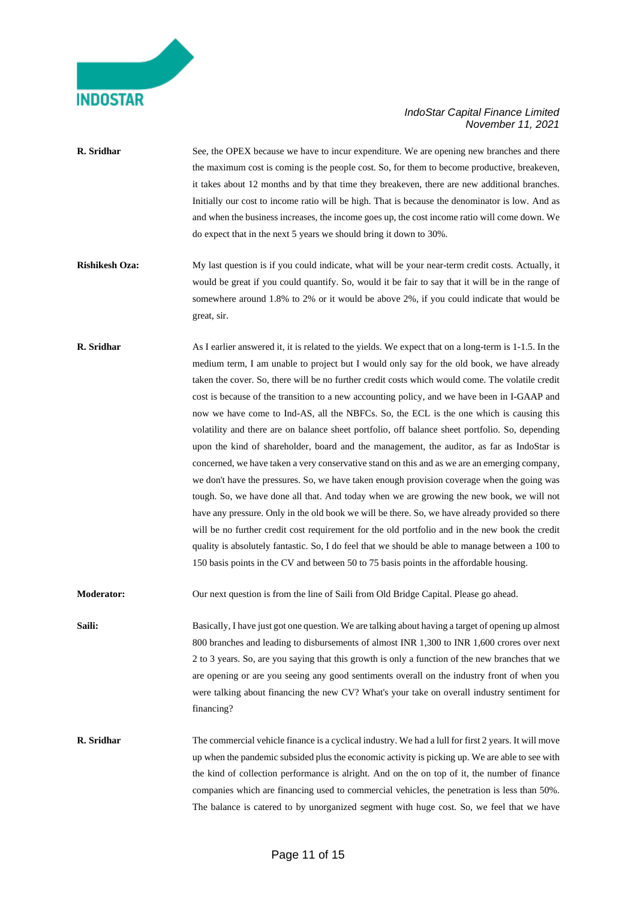**R. Sridhar** See, the OPEX because we have to incur expenditure. We are opening new branches and there the maximum cost is coming is the people cost. So, for them to become productive, breakeven, it takes about 12 months and by that time they breakeven, there are new additional branches. Initially our cost to income ratio will be high. That is because the denominator is low. And as and when the business increases, the income goes up, the cost income ratio will come down. We do expect that in the next 5 years we should bring it down to 30%.

**Rishikesh Oza:** My last question is if you could indicate, what will be your near-term credit costs. Actually, it would be great if you could quantify. So, would it be fair to say that it will be in the range of somewhere around 1.8% to 2% or it would be above 2%, if you could indicate that would be great, sir.

**R. Sridhar** As I earlier answered it, it is related to the yields. We expect that on a long-term is 1-1.5. In the medium term, I am unable to project but I would only say for the old book, we have already taken the cover. So, there will be no further credit costs which would come. The volatile credit cost is because of the transition to a new accounting policy, and we have been in I-GAAP and now we have come to Ind-AS, all the NBFCs. So, the ECL is the one which is causing this volatility and there are on balance sheet portfolio, off balance sheet portfolio. So, depending upon the kind of shareholder, board and the management, the auditor, as far as IndoStar is concerned, we have taken a very conservative stand on this and as we are an emerging company, we don't have the pressures. So, we have taken enough provision coverage when the going was tough. So, we have done all that. And today when we are growing the new book, we will not have any pressure. Only in the old book we will be there. So, we have already provided so there will be no further credit cost requirement for the old portfolio and in the new book the credit quality is absolutely fantastic. So, I do feel that we should be able to manage between a 100 to 150 basis points in the CV and between 50 to 75 basis points in the affordable housing.

**Moderator:** Our next question is from the line of Saili from Old Bridge Capital. Please go ahead.

**Saili:** Basically, I have just got one question. We are talking about having a target of opening up almost 800 branches and leading to disbursements of almost INR 1,300 to INR 1,600 crores over next 2 to 3 years. So, are you saying that this growth is only a function of the new branches that we are opening or are you seeing any good sentiments overall on the industry front of when you were talking about financing the new CV? What's your take on overall industry sentiment for financing?

**R. Sridhar** The commercial vehicle finance is a cyclical industry. We had a lull for first 2 years. It will move up when the pandemic subsided plus the economic activity is picking up. We are able to see with the kind of collection performance is alright. And the on the on top of it, the number of finance companies which are financing used to commercial vehicles, the penetration is less than 50%. The balance is catered to by unorganized segment with huge cost. So, we feel that we have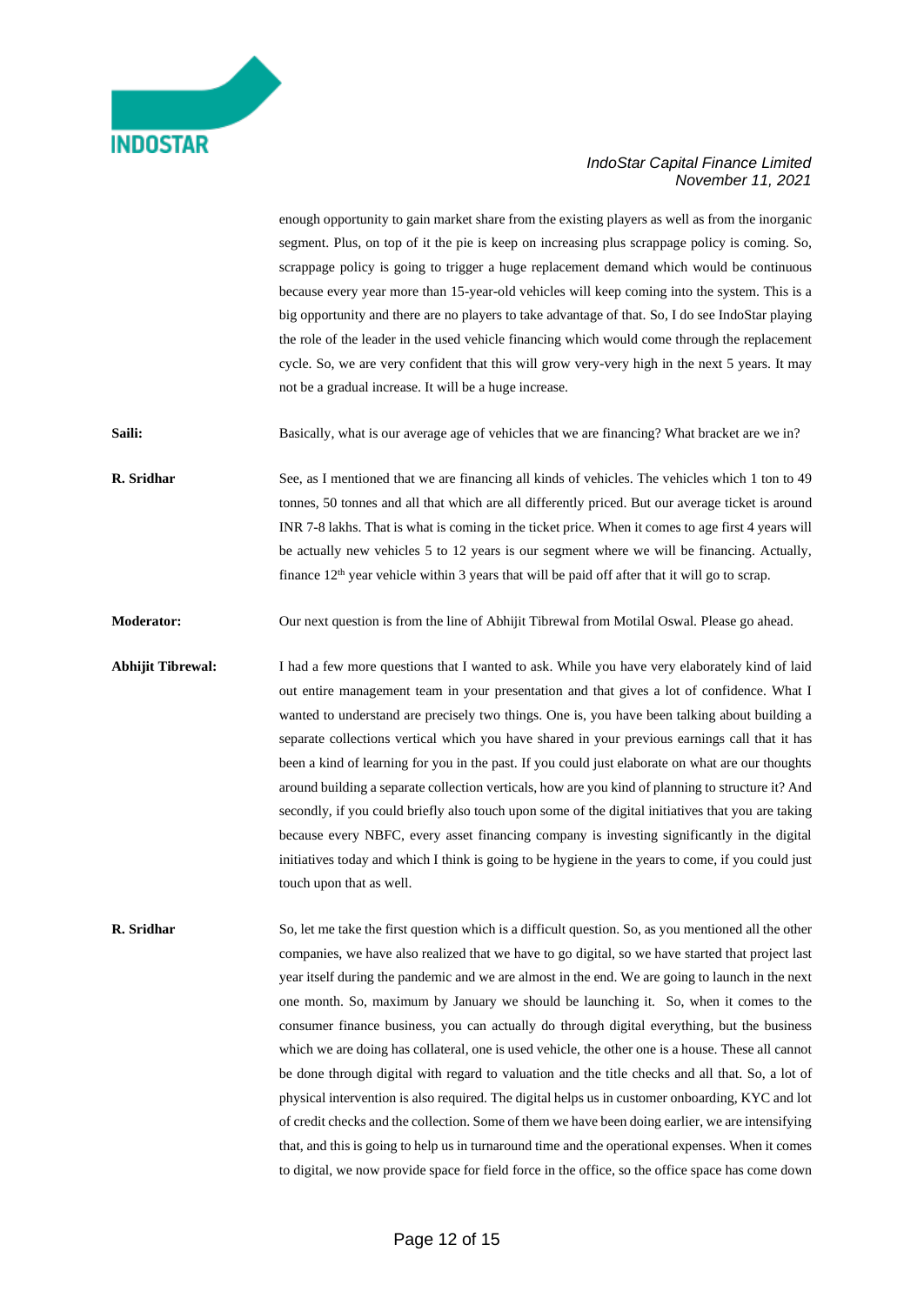enough opportunity to gain market share from the existing players as well as from the inorganic segment. Plus, on top of it the pie is keep on increasing plus scrappage policy is coming. So, scrappage policy is going to trigger a huge replacement demand which would be continuous because every year more than 15-year-old vehicles will keep coming into the system. This is a big opportunity and there are no players to take advantage of that. So, I do see IndoStar playing the role of the leader in the used vehicle financing which would come through the replacement cycle. So, we are very confident that this will grow very-very high in the next 5 years. It may not be a gradual increase. It will be a huge increase.

**Saili:** Basically, what is our average age of vehicles that we are financing? What bracket are we in?

**R. Sridhar** See, as I mentioned that we are financing all kinds of vehicles. The vehicles which 1 ton to 49 tonnes, 50 tonnes and all that which are all differently priced. But our average ticket is around INR 7-8 lakhs. That is what is coming in the ticket price. When it comes to age first 4 years will be actually new vehicles 5 to 12 years is our segment where we will be financing. Actually, finance 12th year vehicle within 3 years that will be paid off after that it will go to scrap.

**Moderator:** Our next question is from the line of Abhijit Tibrewal from Motilal Oswal. Please go ahead.

**Abhijit Tibrewal:** I had a few more questions that I wanted to ask. While you have very elaborately kind of laid out entire management team in your presentation and that gives a lot of confidence. What I wanted to understand are precisely two things. One is, you have been talking about building a separate collections vertical which you have shared in your previous earnings call that it has been a kind of learning for you in the past. If you could just elaborate on what are our thoughts around building a separate collection verticals, how are you kind of planning to structure it? And secondly, if you could briefly also touch upon some of the digital initiatives that you are taking because every NBFC, every asset financing company is investing significantly in the digital initiatives today and which I think is going to be hygiene in the years to come, if you could just touch upon that as well.

**R. Sridhar** So, let me take the first question which is a difficult question. So, as you mentioned all the other companies, we have also realized that we have to go digital, so we have started that project last year itself during the pandemic and we are almost in the end. We are going to launch in the next one month. So, maximum by January we should be launching it. So, when it comes to the consumer finance business, you can actually do through digital everything, but the business which we are doing has collateral, one is used vehicle, the other one is a house. These all cannot be done through digital with regard to valuation and the title checks and all that. So, a lot of physical intervention is also required. The digital helps us in customer onboarding, KYC and lot of credit checks and the collection. Some of them we have been doing earlier, we are intensifying that, and this is going to help us in turnaround time and the operational expenses. When it comes to digital, we now provide space for field force in the office, so the office space has come down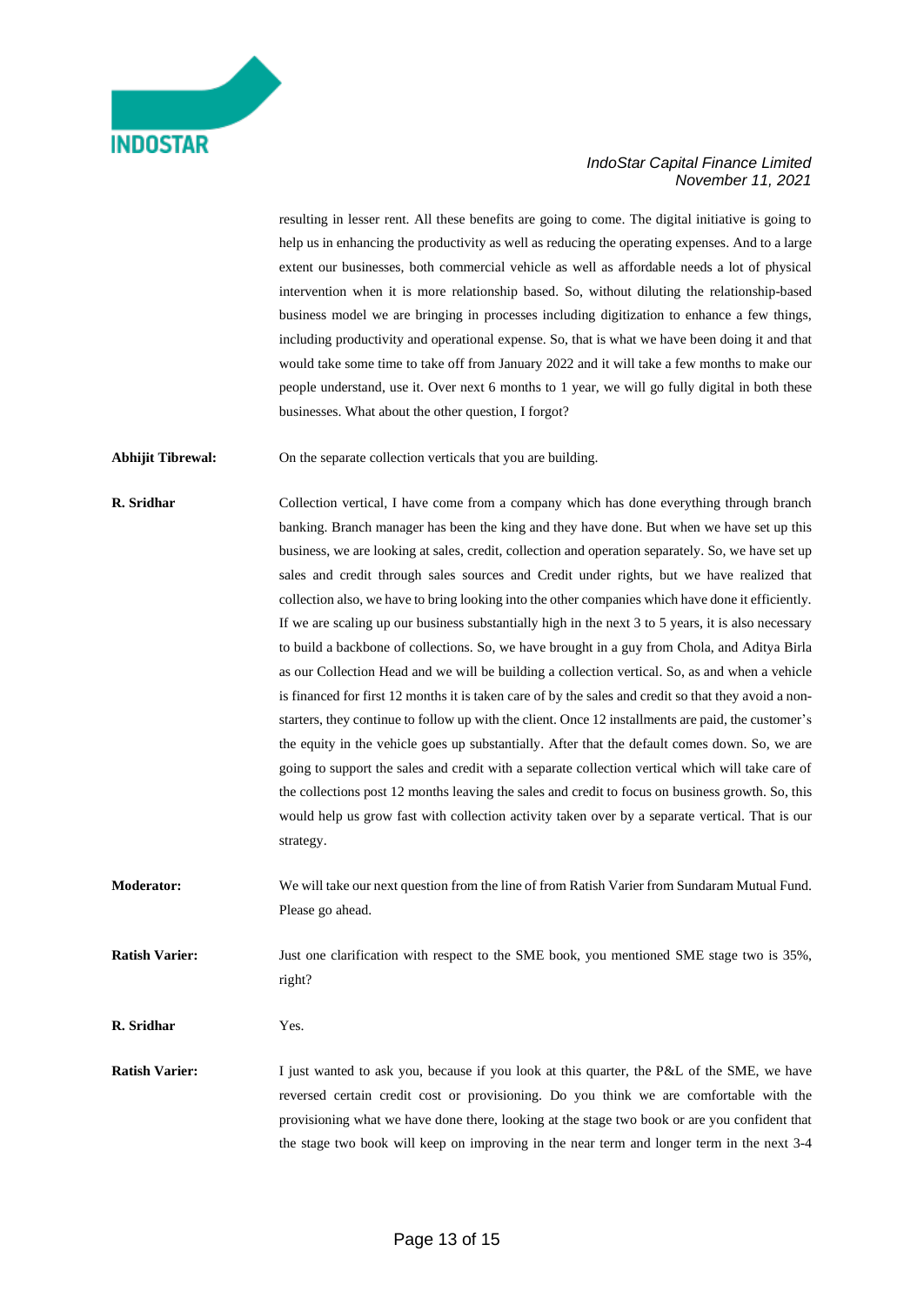resulting in lesser rent. All these benefits are going to come. The digital initiative is going to help us in enhancing the productivity as well as reducing the operating expenses. And to a large extent our businesses, both commercial vehicle as well as affordable needs a lot of physical intervention when it is more relationship based. So, without diluting the relationship-based business model we are bringing in processes including digitization to enhance a few things, including productivity and operational expense. So, that is what we have been doing it and that would take some time to take off from January 2022 and it will take a few months to make our people understand, use it. Over next 6 months to 1 year, we will go fully digital in both these businesses. What about the other question, I forgot?

**Abhijit Tibrewal:** On the separate collection verticals that you are building.

**R. Sridhar** Collection vertical, I have come from a company which has done everything through branch banking. Branch manager has been the king and they have done. But when we have set up this business, we are looking at sales, credit, collection and operation separately. So, we have set up sales and credit through sales sources and Credit under rights, but we have realized that collection also, we have to bring looking into the other companies which have done it efficiently. If we are scaling up our business substantially high in the next 3 to 5 years, it is also necessary to build a backbone of collections. So, we have brought in a guy from Chola, and Aditya Birla as our Collection Head and we will be building a collection vertical. So, as and when a vehicle is financed for first 12 months it is taken care of by the sales and credit so that they avoid a non-starters, they continue to follow up with the client. Once 12 installments are paid, the customer's the equity in the vehicle goes up substantially. After that the default comes down. So, we are going to support the sales and credit with a separate collection vertical which will take care of the collections post 12 months leaving the sales and credit to focus on business growth. So, this would help us grow fast with collection activity taken over by a separate vertical. That is our strategy.

**Moderator:** We will take our next question from the line of from Ratish Varier from Sundaram Mutual Fund. Please go ahead.

**Ratish Varier:** Just one clarification with respect to the SME book, you mentioned SME stage two is 35%, right?

**R. Sridhar** Yes.

**Ratish Varier:** I just wanted to ask you, because if you look at this quarter, the P&L of the SME, we have reversed certain credit cost or provisioning. Do you think we are comfortable with the provisioning what we have done there, looking at the stage two book or are you confident that the stage two book will keep on improving in the near term and longer term in the next 3-4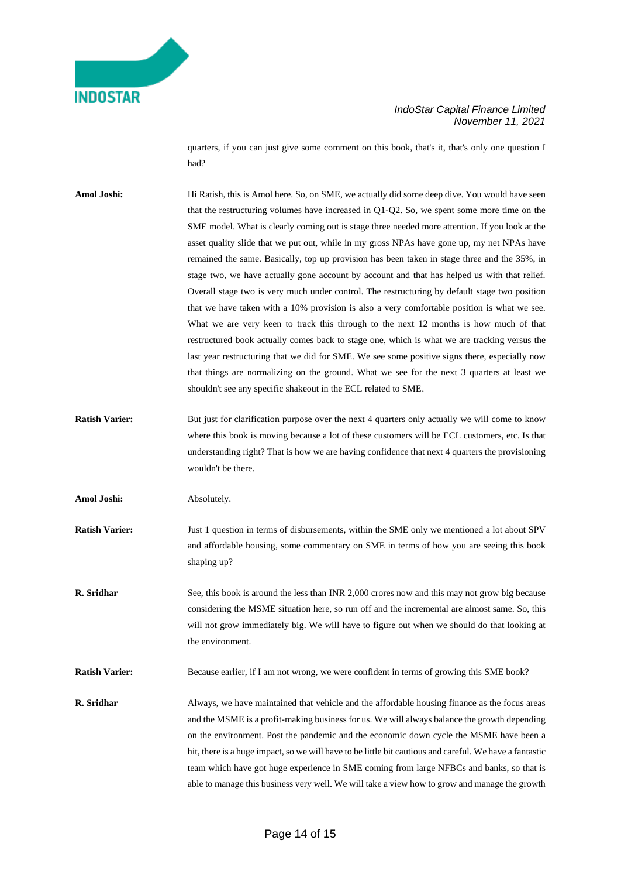quarters, if you can just give some comment on this book, that's it, that's only one question I had?

**Amol Joshi:** Hi Ratish, this is Amol here. So, on SME, we actually did some deep dive. You would have seen that the restructuring volumes have increased in Q1-Q2. So, we spent some more time on the SME model. What is clearly coming out is stage three needed more attention. If you look at the asset quality slide that we put out, while in my gross NPAs have gone up, my net NPAs have remained the same. Basically, top up provision has been taken in stage three and the 35%, in stage two, we have actually gone account by account and that has helped us with that relief. Overall stage two is very much under control. The restructuring by default stage two position that we have taken with a 10% provision is also a very comfortable position is what we see. What we are very keen to track this through to the next 12 months is how much of that restructured book actually comes back to stage one, which is what we are tracking versus the last year restructuring that we did for SME. We see some positive signs there, especially now that things are normalizing on the ground. What we see for the next 3 quarters at least we shouldn't see any specific shakeout in the ECL related to SME.

**Ratish Varier:** But just for clarification purpose over the next 4 quarters only actually we will come to know where this book is moving because a lot of these customers will be ECL customers, etc. Is that understanding right? That is how we are having confidence that next 4 quarters the provisioning wouldn't be there.

**Amol Joshi:** Absolutely.

**Ratish Varier:** Just 1 question in terms of disbursements, within the SME only we mentioned a lot about SPV and affordable housing, some commentary on SME in terms of how you are seeing this book shaping up?

**R. Sridhar** See, this book is around the less than INR 2,000 crores now and this may not grow big because considering the MSME situation here, so run off and the incremental are almost same. So, this will not grow immediately big. We will have to figure out when we should do that looking at the environment.

**Ratish Varier:** Because earlier, if I am not wrong, we were confident in terms of growing this SME book?

**R. Sridhar** Always, we have maintained that vehicle and the affordable housing finance as the focus areas and the MSME is a profit-making business for us. We will always balance the growth depending on the environment. Post the pandemic and the economic down cycle the MSME have been a hit, there is a huge impact, so we will have to be little bit cautious and careful. We have a fantastic team which have got huge experience in SME coming from large NFBCs and banks, so that is able to manage this business very well. We will take a view how to grow and manage the growth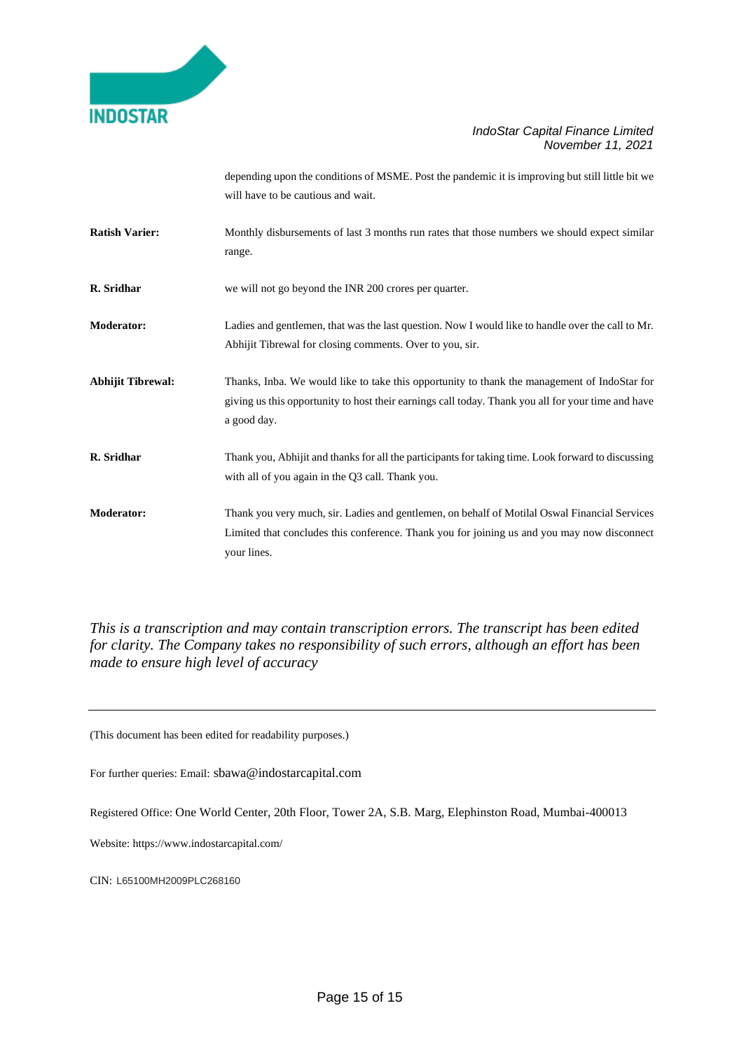depending upon the conditions of MSME. Post the pandemic it is improving but still little bit we will have to be cautious and wait.

**Ratish Varier:** Monthly disbursements of last 3 months run rates that those numbers we should expect similar range.

**R. Sridhar** we will not go beyond the INR 200 crores per quarter.

**Moderator:** Ladies and gentlemen, that was the last question. Now I would like to handle over the call to Mr. Abhijit Tibrewal for closing comments. Over to you, sir.

**Abhijit Tibrewal:** Thanks, Inba. We would like to take this opportunity to thank the management of IndoStar for giving us this opportunity to host their earnings call today. Thank you all for your time and have a good day.

**R. Sridhar** Thank you, Abhijit and thanks for all the participants for taking time. Look forward to discussing with all of you again in the Q3 call. Thank you.

**Moderator:** Thank you very much, sir. Ladies and gentlemen, on behalf of Motilal Oswal Financial Services Limited that concludes this conference. Thank you for joining us and you may now disconnect your lines.

*This is a transcription and may contain transcription errors. The transcript has been edited for clarity. The Company takes no responsibility of such errors, although an effort has been made to ensure high level of accuracy*

---

(This document has been edited for readability purposes.)

For further queries: Email: sbawa@indostarcapital.com

Registered Office: One World Center, 20th Floor, Tower 2A, S.B. Marg, Elephinston Road, Mumbai-400013

Website: https://www.indostarcapital.com/

CIN: L65100MH2009PLC268160